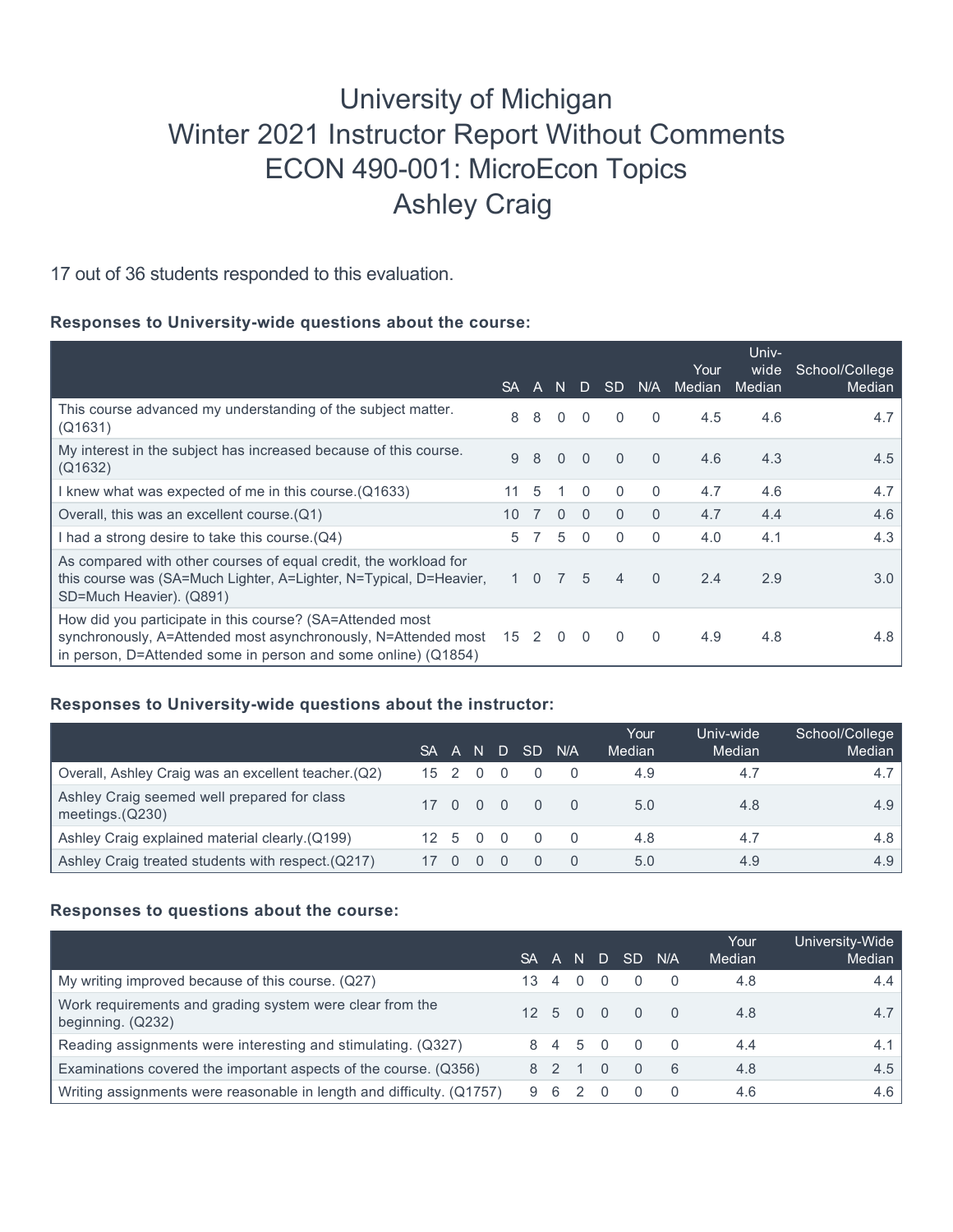# University of Michigan
# Winter 2021 Instructor Report Without Comments
# ECON 490-001: MicroEcon Topics
# Ashley Craig

17 out of 36 students responded to this evaluation.

**Responses to University-wide questions about the course:**

| | SA | A | N | D | SD | N/A | Your Median | Univ-wide Median | School/College Median |
|---|---|---|---|---|---|---|---|---|---|
| This course advanced my understanding of the subject matter. (Q1631) | 8 | 8 | 0 | 0 | 0 | 0 | 4.5 | 4.6 | 4.7 |
| My interest in the subject has increased because of this course. (Q1632) | 9 | 8 | 0 | 0 | 0 | 0 | 4.6 | 4.3 | 4.5 |
| I knew what was expected of me in this course.(Q1633) | 11 | 5 | 1 | 0 | 0 | 0 | 4.7 | 4.6 | 4.7 |
| Overall, this was an excellent course.(Q1) | 10 | 7 | 0 | 0 | 0 | 0 | 4.7 | 4.4 | 4.6 |
| I had a strong desire to take this course.(Q4) | 5 | 7 | 5 | 0 | 0 | 0 | 4.0 | 4.1 | 4.3 |
| As compared with other courses of equal credit, the workload for this course was (SA=Much Lighter, A=Lighter, N=Typical, D=Heavier, SD=Much Heavier). (Q891) | 1 | 0 | 7 | 5 | 4 | 0 | 2.4 | 2.9 | 3.0 |
| How did you participate in this course? (SA=Attended most synchronously, A=Attended most asynchronously, N=Attended most in person, D=Attended some in person and some online) (Q1854) | 15 | 2 | 0 | 0 | 0 | 0 | 4.9 | 4.8 | 4.8 |

**Responses to University-wide questions about the instructor:**

| | SA | A | N | D | SD | N/A | Your Median | Univ-wide Median | School/College Median |
|---|---|---|---|---|---|---|---|---|---|
| Overall, Ashley Craig was an excellent teacher.(Q2) | 15 | 2 | 0 | 0 | 0 | 0 | 4.9 | 4.7 | 4.7 |
| Ashley Craig seemed well prepared for class meetings.(Q230) | 17 | 0 | 0 | 0 | 0 | 0 | 5.0 | 4.8 | 4.9 |
| Ashley Craig explained material clearly.(Q199) | 12 | 5 | 0 | 0 | 0 | 0 | 4.8 | 4.7 | 4.8 |
| Ashley Craig treated students with respect.(Q217) | 17 | 0 | 0 | 0 | 0 | 0 | 5.0 | 4.9 | 4.9 |

**Responses to questions about the course:**

| | SA | A | N | D | SD | N/A | Your Median | University-Wide Median |
|---|---|---|---|---|---|---|---|---|
| My writing improved because of this course. (Q27) | 13 | 4 | 0 | 0 | 0 | 0 | 4.8 | 4.4 |
| Work requirements and grading system were clear from the beginning. (Q232) | 12 | 5 | 0 | 0 | 0 | 0 | 4.8 | 4.7 |
| Reading assignments were interesting and stimulating. (Q327) | 8 | 4 | 5 | 0 | 0 | 0 | 4.4 | 4.1 |
| Examinations covered the important aspects of the course. (Q356) | 8 | 2 | 1 | 0 | 0 | 6 | 4.8 | 4.5 |
| Writing assignments were reasonable in length and difficulty. (Q1757) | 9 | 6 | 2 | 0 | 0 | 0 | 4.6 | 4.6 |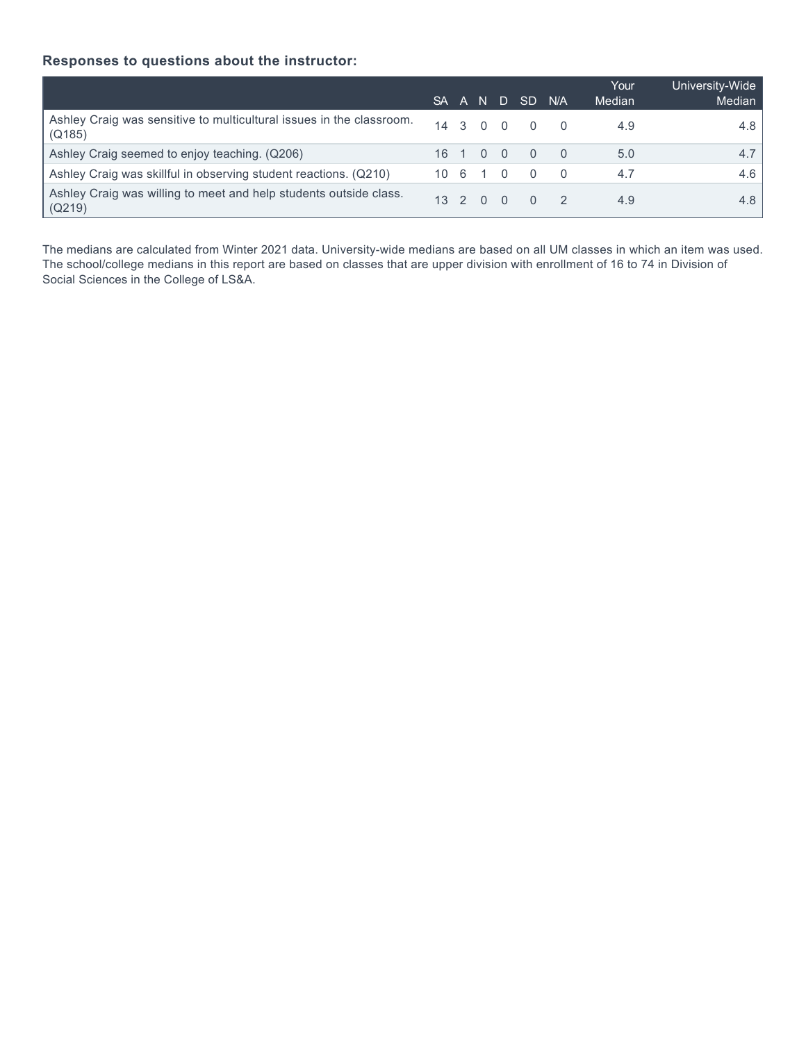**Responses to questions about the instructor:**

| | SA | A | N | D | SD | N/A | Your Median | University-Wide Median |
|---|---|---|---|---|---|---|---|---|
| Ashley Craig was sensitive to multicultural issues in the classroom. (Q185) | 14 | 3 | 0 | 0 | 0 | 0 | 4.9 | 4.8 |
| Ashley Craig seemed to enjoy teaching. (Q206) | 16 | 1 | 0 | 0 | 0 | 0 | 5.0 | 4.7 |
| Ashley Craig was skillful in observing student reactions. (Q210) | 10 | 6 | 1 | 0 | 0 | 0 | 4.7 | 4.6 |
| Ashley Craig was willing to meet and help students outside class. (Q219) | 13 | 2 | 0 | 0 | 0 | 2 | 4.9 | 4.8 |

The medians are calculated from Winter 2021 data. University-wide medians are based on all UM classes in which an item was used. The school/college medians in this report are based on classes that are upper division with enrollment of 16 to 74 in Division of Social Sciences in the College of LS&A.